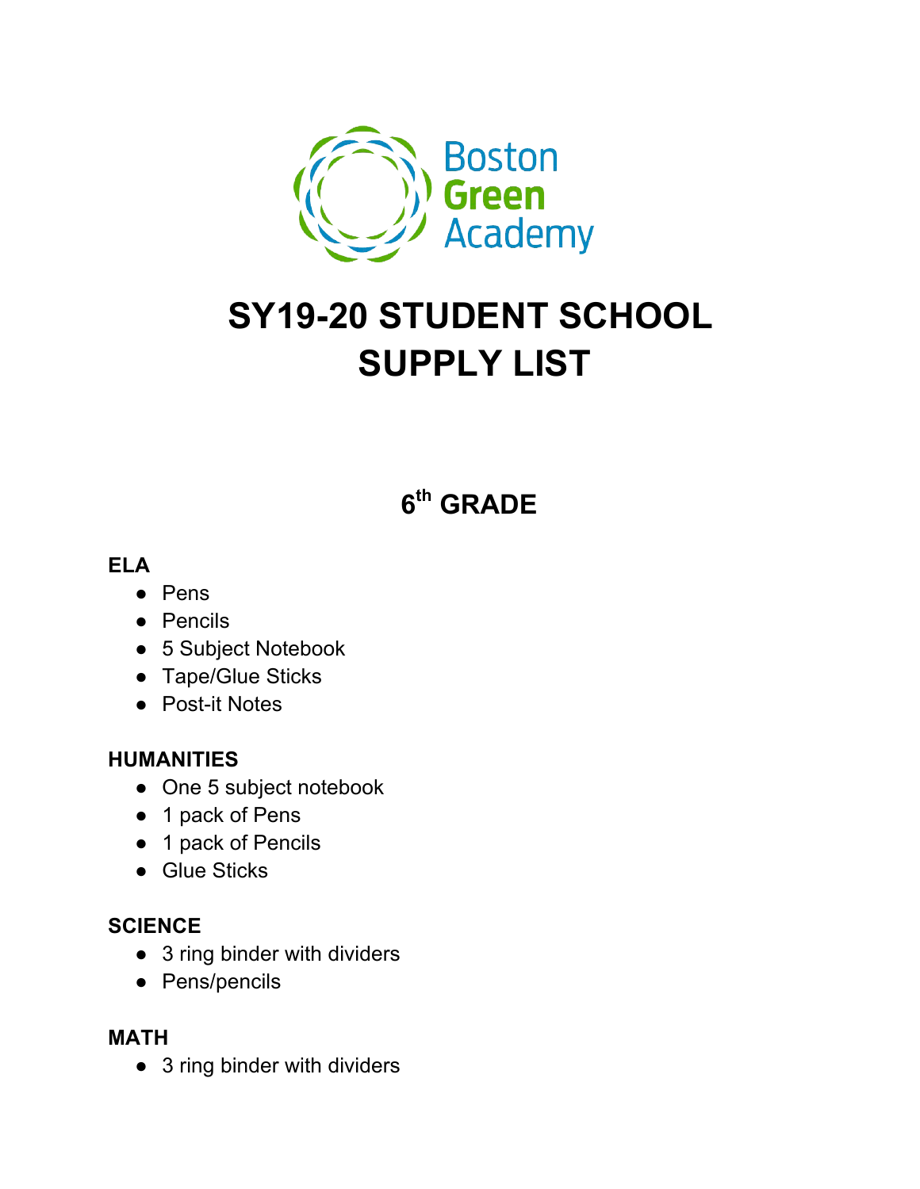Boston Green Academy

# SY19-20 STUDENT SCHOOL SUPPLY LIST

## 6th GRADE

**ELA**

- Pens
- Pencils
- 5 Subject Notebook
- Tape/Glue Sticks
- Post-it Notes

**HUMANITIES**

- One 5 subject notebook
- 1 pack of Pens
- 1 pack of Pencils
- Glue Sticks

**SCIENCE**

- 3 ring binder with dividers
- Pens/pencils

**MATH**

- 3 ring binder with dividers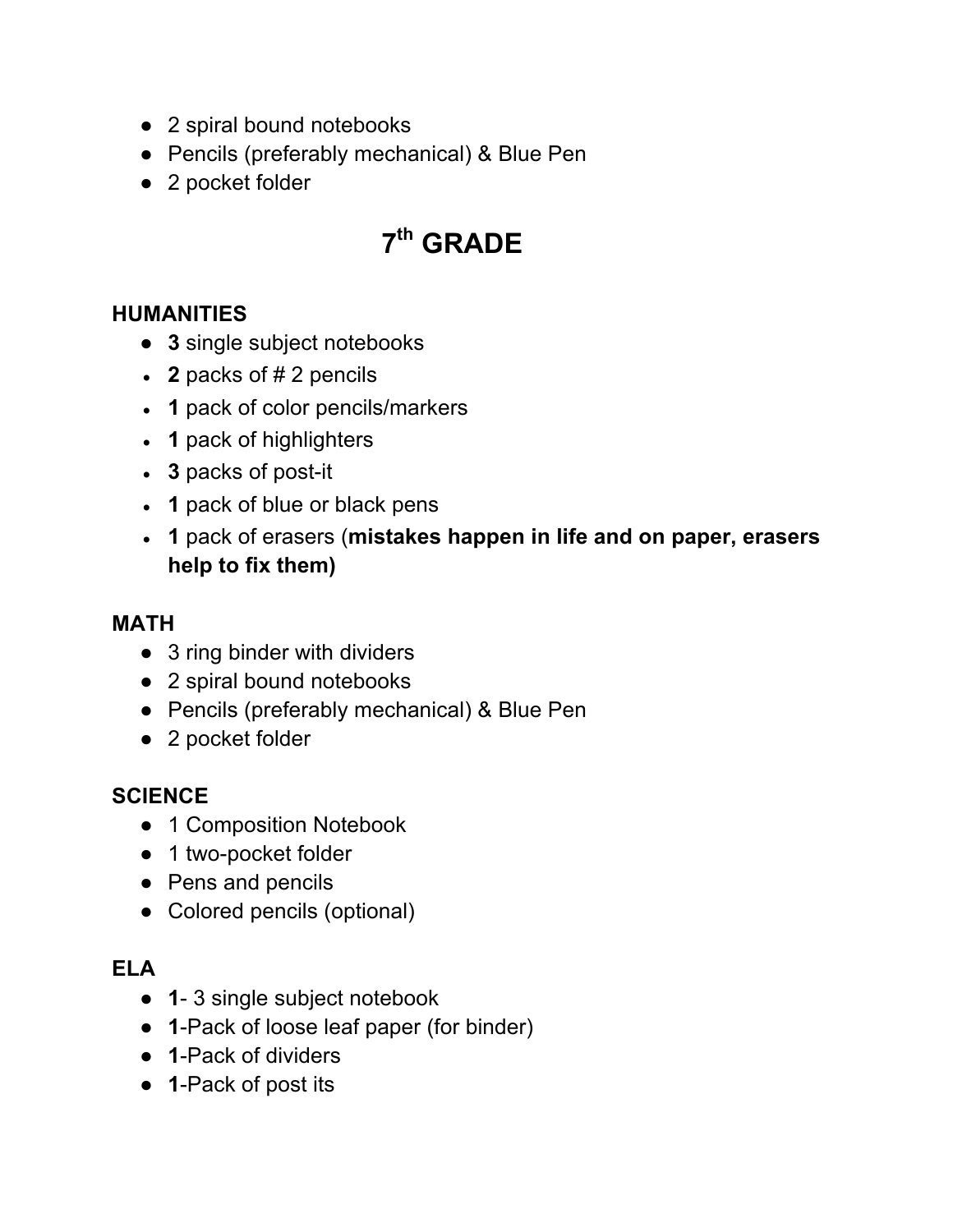- 2 spiral bound notebooks
- Pencils (preferably mechanical) & Blue Pen
- 2 pocket folder

# 7th GRADE

### HUMANITIES

- **3** single subject notebooks
- **2** packs of # 2 pencils
- **1** pack of color pencils/markers
- **1** pack of highlighters
- **3** packs of post-it
- **1** pack of blue or black pens
- **1** pack of erasers (**mistakes happen in life and on paper, erasers help to fix them)**

### MATH

- 3 ring binder with dividers
- 2 spiral bound notebooks
- Pencils (preferably mechanical) & Blue Pen
- 2 pocket folder

### SCIENCE

- 1 Composition Notebook
- 1 two-pocket folder
- Pens and pencils
- Colored pencils (optional)

### ELA

- **1**- 3 single subject notebook
- **1**-Pack of loose leaf paper (for binder)
- **1**-Pack of dividers
- **1**-Pack of post its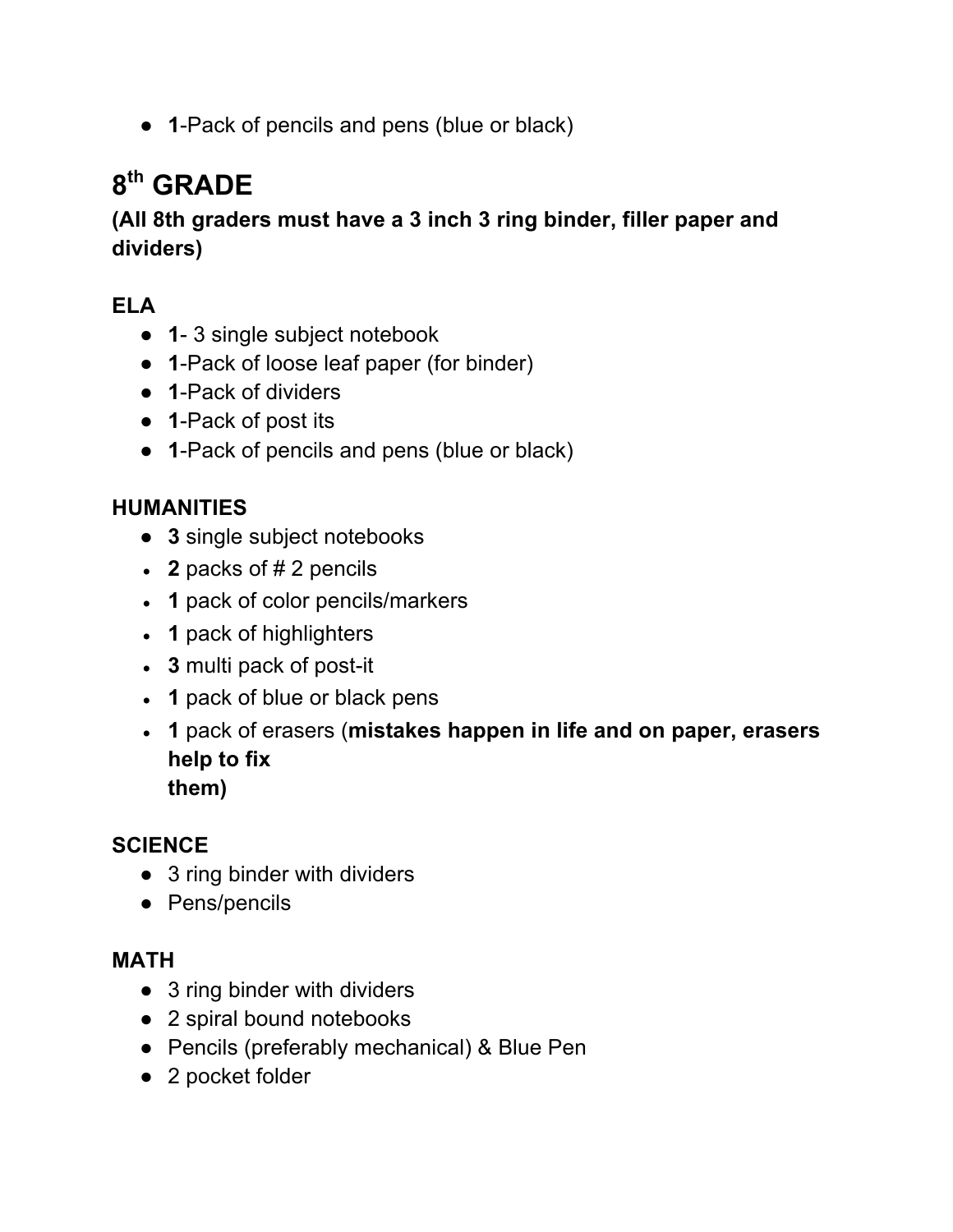- **1**-Pack of pencils and pens (blue or black)

# 8th GRADE

**(All 8th graders must have a 3 inch 3 ring binder, filler paper and dividers)**

**ELA**

- **1**- 3 single subject notebook
- **1**-Pack of loose leaf paper (for binder)
- **1**-Pack of dividers
- **1**-Pack of post its
- **1**-Pack of pencils and pens (blue or black)

**HUMANITIES**

- **3** single subject notebooks
- **2** packs of # 2 pencils
- **1** pack of color pencils/markers
- **1** pack of highlighters
- **3** multi pack of post-it
- **1** pack of blue or black pens
- **1** pack of erasers (**mistakes happen in life and on paper, erasers help to fix them)**

**SCIENCE**

- 3 ring binder with dividers
- Pens/pencils

**MATH**

- 3 ring binder with dividers
- 2 spiral bound notebooks
- Pencils (preferably mechanical) & Blue Pen
- 2 pocket folder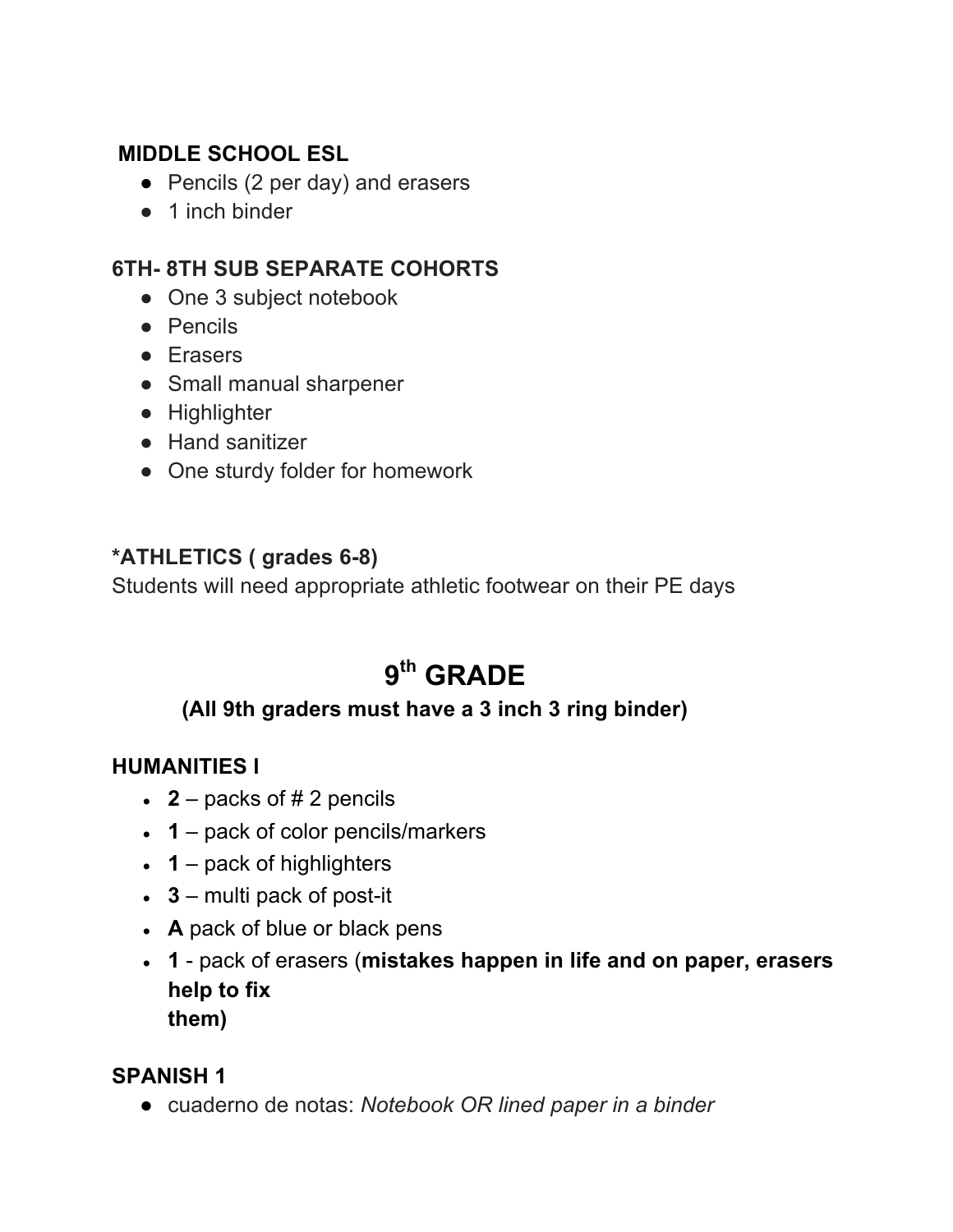**MIDDLE SCHOOL ESL**

- Pencils (2 per day) and erasers
- 1 inch binder

**6TH- 8TH SUB SEPARATE COHORTS**

- One 3 subject notebook
- Pencils
- Erasers
- Small manual sharpener
- Highlighter
- Hand sanitizer
- One sturdy folder for homework

**\*ATHLETICS ( grades 6-8)**

Students will need appropriate athletic footwear on their PE days

## 9th GRADE

**(All 9th graders must have a 3 inch 3 ring binder)**

**HUMANITIES I**

- **2** – packs of # 2 pencils
- **1** – pack of color pencils/markers
- **1** – pack of highlighters
- **3** – multi pack of post-it
- **A** pack of blue or black pens
- **1** - pack of erasers (**mistakes happen in life and on paper, erasers help to fix them)**

**SPANISH 1**

- cuaderno de notas: *Notebook OR lined paper in a binder*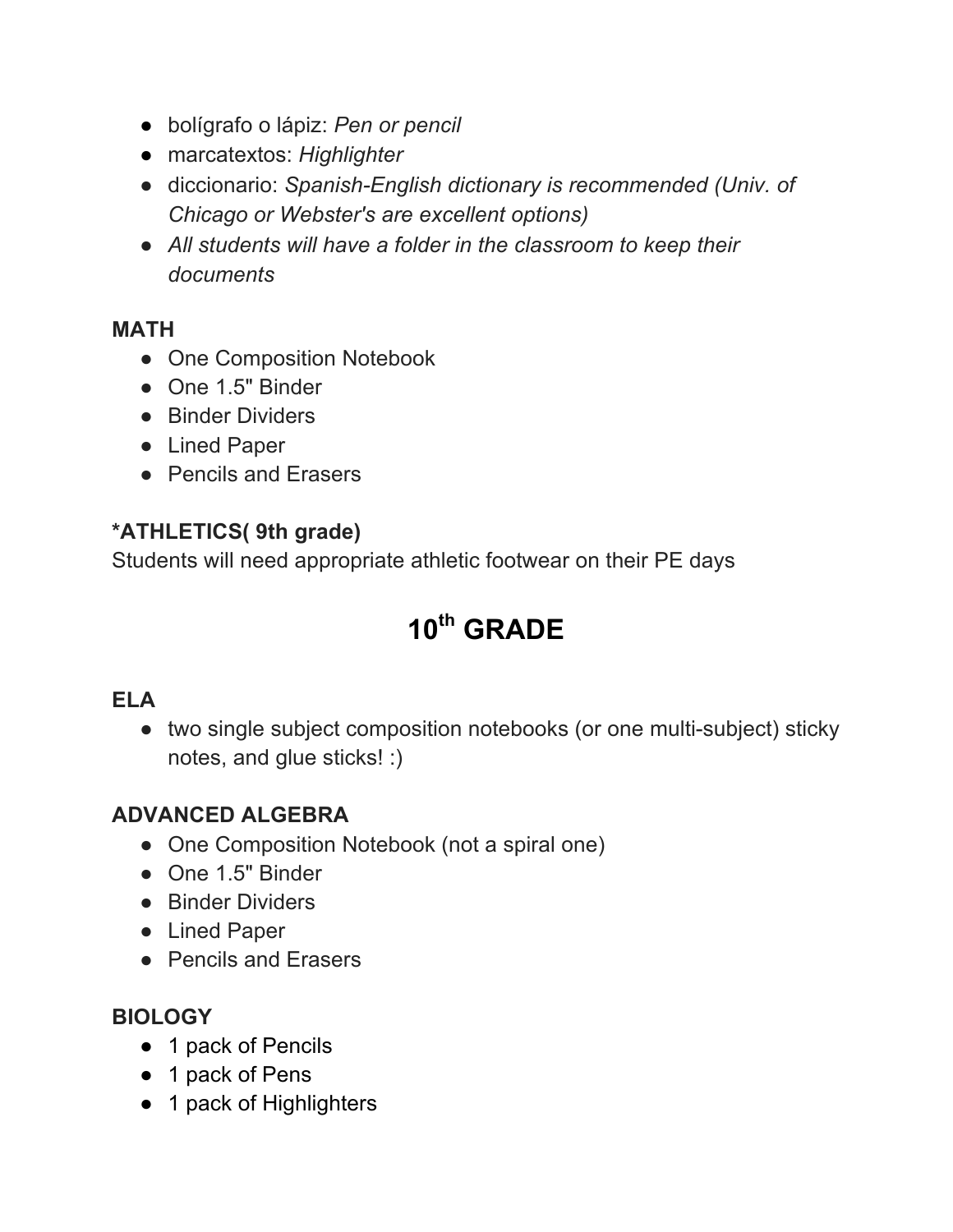- bolígrafo o lápiz: *Pen or pencil*
- marcatextos: *Highlighter*
- diccionario: *Spanish-English dictionary is recommended (Univ. of Chicago or Webster's are excellent options)*
- *All students will have a folder in the classroom to keep their documents*

**MATH**

- One Composition Notebook
- One 1.5" Binder
- Binder Dividers
- Lined Paper
- Pencils and Erasers

**\*ATHLETICS( 9th grade)**

Students will need appropriate athletic footwear on their PE days

# 10th GRADE

**ELA**

- two single subject composition notebooks (or one multi-subject) sticky notes, and glue sticks! :)

**ADVANCED ALGEBRA**

- One Composition Notebook (not a spiral one)
- One 1.5" Binder
- Binder Dividers
- Lined Paper
- Pencils and Erasers

**BIOLOGY**

- 1 pack of Pencils
- 1 pack of Pens
- 1 pack of Highlighters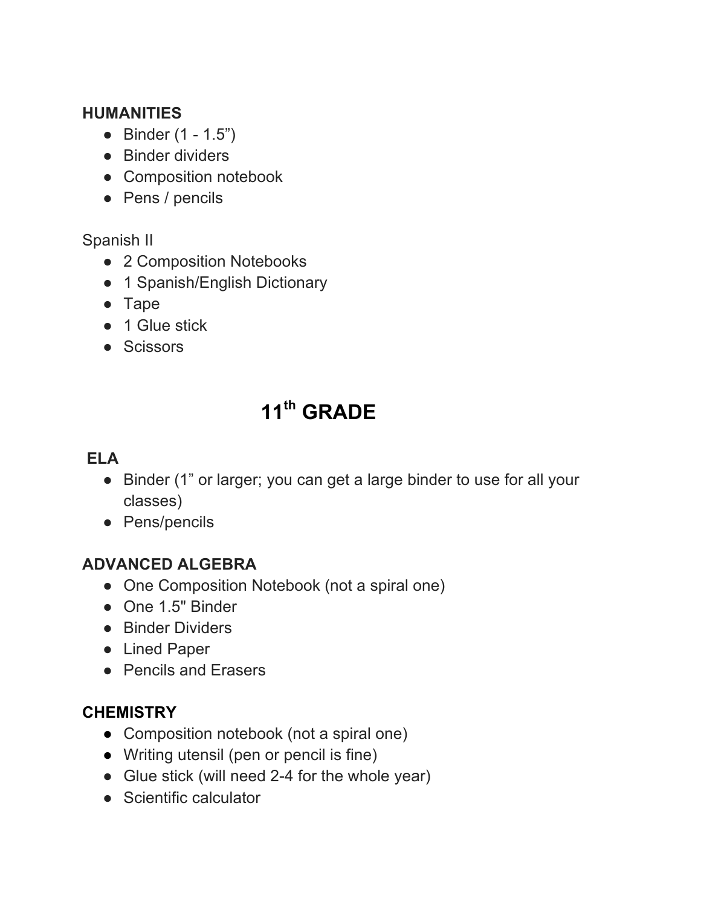**HUMANITIES**

- Binder (1 - 1.5”)
- Binder dividers
- Composition notebook
- Pens / pencils

Spanish II

- 2 Composition Notebooks
- 1 Spanish/English Dictionary
- Tape
- 1 Glue stick
- Scissors

# 11th GRADE

**ELA**

- Binder (1” or larger; you can get a large binder to use for all your classes)
- Pens/pencils

**ADVANCED ALGEBRA**

- One Composition Notebook (not a spiral one)
- One 1.5" Binder
- Binder Dividers
- Lined Paper
- Pencils and Erasers

**CHEMISTRY**

- Composition notebook (not a spiral one)
- Writing utensil (pen or pencil is fine)
- Glue stick (will need 2-4 for the whole year)
- Scientific calculator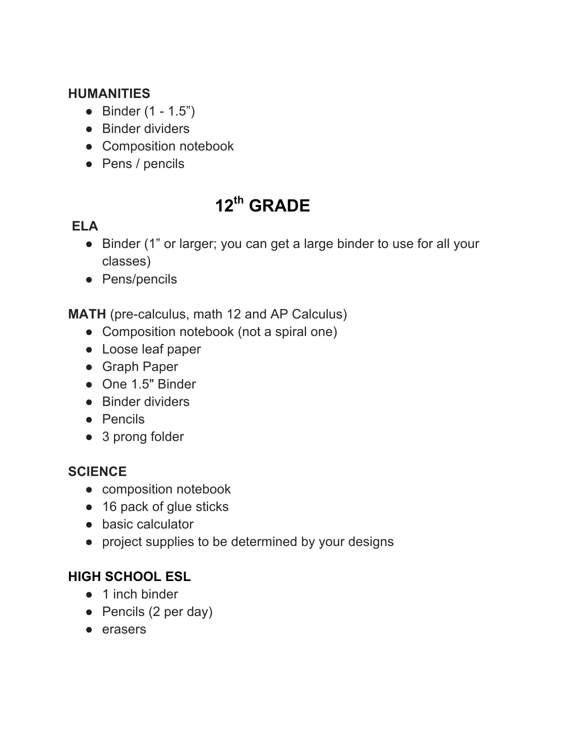**HUMANITIES**

- Binder (1 - 1.5”)
- Binder dividers
- Composition notebook
- Pens / pencils

# $12^{th}$ GRADE

**ELA**

- Binder (1” or larger; you can get a large binder to use for all your classes)
- Pens/pencils

**MATH** (pre-calculus, math 12 and AP Calculus)

- Composition notebook (not a spiral one)
- Loose leaf paper
- Graph Paper
- One 1.5" Binder
- Binder dividers
- Pencils
- 3 prong folder

**SCIENCE**

- composition notebook
- 16 pack of glue sticks
- basic calculator
- project supplies to be determined by your designs

**HIGH SCHOOL ESL**

- 1 inch binder
- Pencils (2 per day)
- erasers